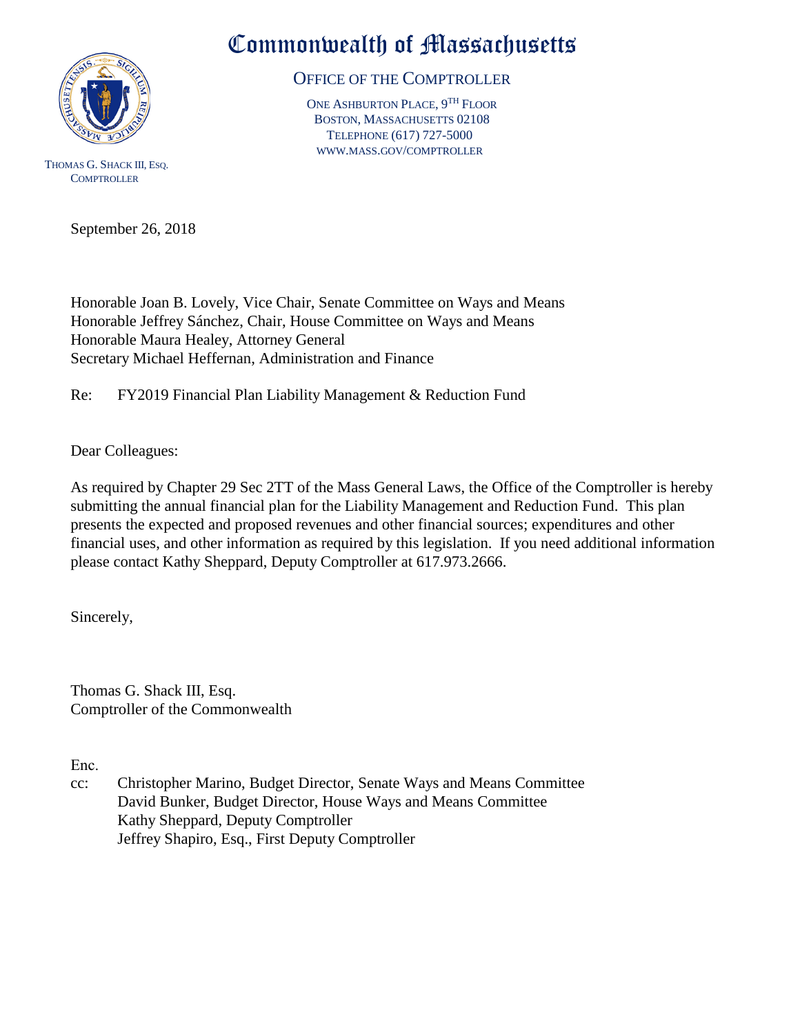# Commonwealth of Massachusetts

OFFICE OF THE COMPTROLLER

ONE ASHBURTON PLACE, 9TH FLOOR
BOSTON, MASSACHUSETTS 02108
TELEPHONE (617) 727-5000
WWW.MASS.GOV/COMPTROLLER

THOMAS G. SHACK III, ESQ.
COMPTROLLER

September 26, 2018

Honorable Joan B. Lovely, Vice Chair, Senate Committee on Ways and Means
Honorable Jeffrey Sánchez, Chair, House Committee on Ways and Means
Honorable Maura Healey, Attorney General
Secretary Michael Heffernan, Administration and Finance

Re: FY2019 Financial Plan Liability Management & Reduction Fund

Dear Colleagues:

As required by Chapter 29 Sec 2TT of the Mass General Laws, the Office of the Comptroller is hereby submitting the annual financial plan for the Liability Management and Reduction Fund. This plan presents the expected and proposed revenues and other financial sources; expenditures and other financial uses, and other information as required by this legislation. If you need additional information please contact Kathy Sheppard, Deputy Comptroller at 617.973.2666.

Sincerely,

Thomas G. Shack III, Esq.
Comptroller of the Commonwealth

Enc.

cc: Christopher Marino, Budget Director, Senate Ways and Means Committee
David Bunker, Budget Director, House Ways and Means Committee
Kathy Sheppard, Deputy Comptroller
Jeffrey Shapiro, Esq., First Deputy Comptroller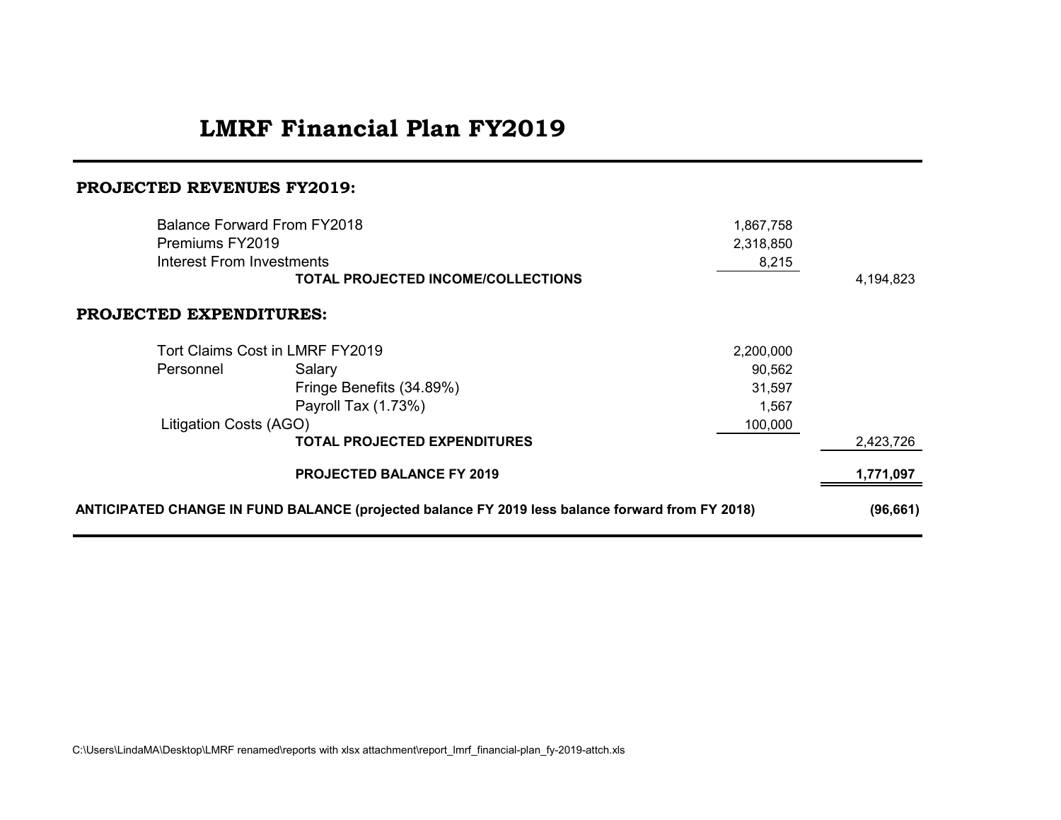# LMRF Financial Plan FY2019

## PROJECTED REVENUES FY2019:

| | | | |
|---|---|---|---|
| Balance Forward From FY2018 | | 1,867,758 | |
| Premiums FY2019 | | 2,318,850 | |
| Interest From Investments | | 8,215 | |
| | **TOTAL PROJECTED INCOME/COLLECTIONS** | | 4,194,823 |

## PROJECTED EXPENDITURES:

| | | | |
|---|---|---|---|
| Tort Claims Cost in LMRF FY2019 | | 2,200,000 | |
| Personnel | Salary | 90,562 | |
| | Fringe Benefits (34.89%) | 31,597 | |
| | Payroll Tax (1.73%) | 1,567 | |
| Litigation Costs (AGO) | | 100,000 | |
| | **TOTAL PROJECTED EXPENDITURES** | | 2,423,726 |
| | **PROJECTED BALANCE FY 2019** | | **1,771,097** |

**ANTICIPATED CHANGE IN FUND BALANCE (projected balance FY 2019 less balance forward from FY 2018)** **(96,661)**

C:\Users\LindaMA\Desktop\LMRF renamed\reports with xlsx attachment\report_lmrf_financial-plan_fy-2019-attch.xls